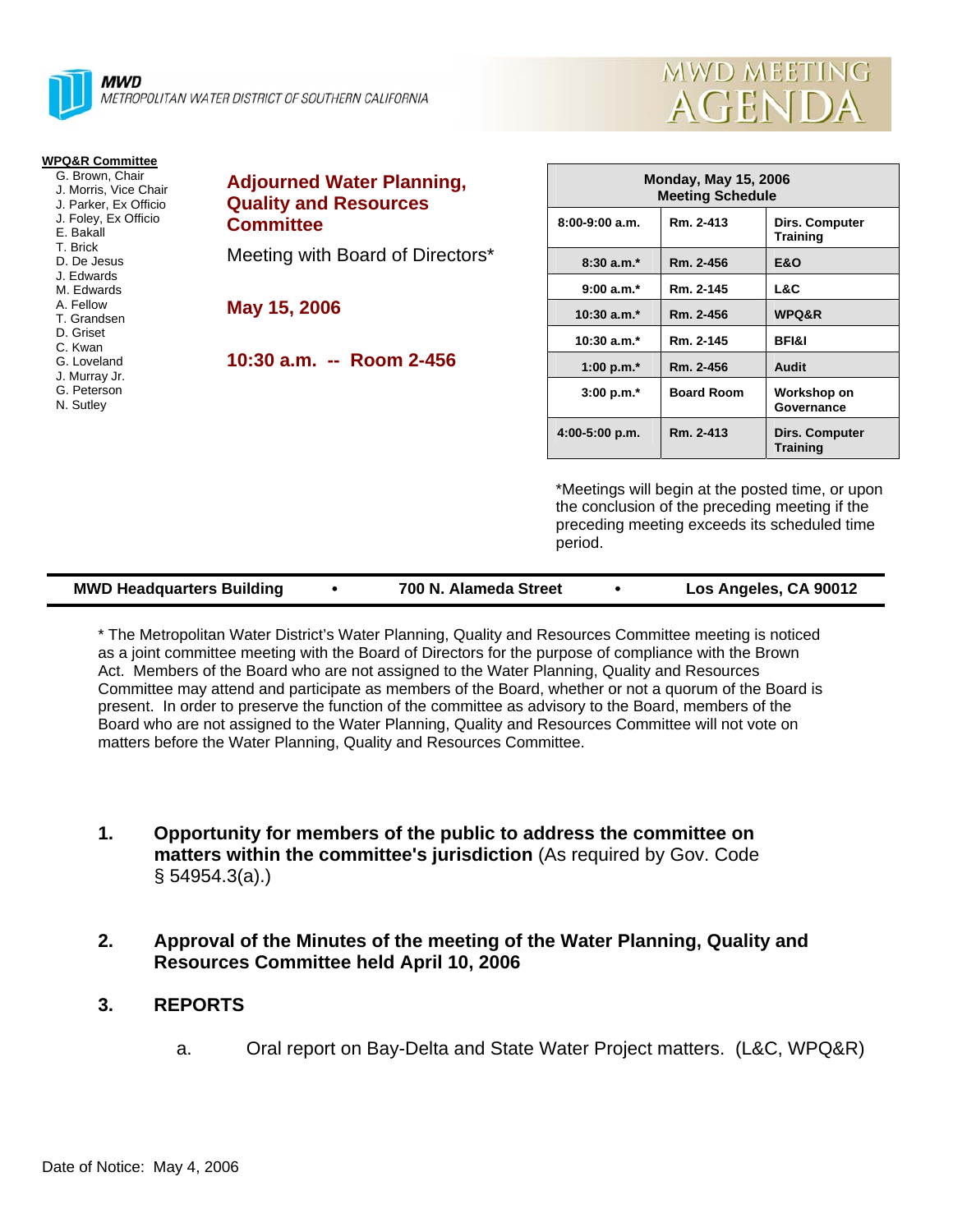**MWD**
METROPOLITAN WATER DISTRICT OF SOUTHERN CALIFORNIA

# MWD MEETING AGENDA

**WPQ&R Committee**

- G. Brown, Chair
- J. Morris, Vice Chair
- J. Parker, Ex Officio
- J. Foley, Ex Officio
- E. Bakall
- T. Brick
- D. De Jesus
- J. Edwards
- M. Edwards
- A. Fellow
- T. Grandsen
- D. Griset
- C. Kwan
- G. Loveland
- J. Murray Jr.
- G. Peterson
- N. Sutley

## Adjourned Water Planning, Quality and Resources Committee

Meeting with Board of Directors*

**May 15, 2006**

**10:30 a.m. -- Room 2-456**

| Monday, May 15, 2006<br>Meeting Schedule | | |
|---|---|---|
| 8:00-9:00 a.m. | Rm. 2-413 | Dirs. Computer Training |
| 8:30 a.m.* | Rm. 2-456 | E&O |
| 9:00 a.m.* | Rm. 2-145 | L&C |
| 10:30 a.m.* | Rm. 2-456 | WPQ&R |
| 10:30 a.m.* | Rm. 2-145 | BFI&I |
| 1:00 p.m.* | Rm. 2-456 | Audit |
| 3:00 p.m.* | Board Room | Workshop on Governance |
| 4:00-5:00 p.m. | Rm. 2-413 | Dirs. Computer Training |

*Meetings will begin at the posted time, or upon the conclusion of the preceding meeting if the preceding meeting exceeds its scheduled time period.

**MWD Headquarters Building • 700 N. Alameda Street • Los Angeles, CA 90012**

* The Metropolitan Water District's Water Planning, Quality and Resources Committee meeting is noticed as a joint committee meeting with the Board of Directors for the purpose of compliance with the Brown Act. Members of the Board who are not assigned to the Water Planning, Quality and Resources Committee may attend and participate as members of the Board, whether or not a quorum of the Board is present. In order to preserve the function of the committee as advisory to the Board, members of the Board who are not assigned to the Water Planning, Quality and Resources Committee will not vote on matters before the Water Planning, Quality and Resources Committee.

1. **Opportunity for members of the public to address the committee on matters within the committee's jurisdiction** (As required by Gov. Code § 54954.3(a).)

2. **Approval of the Minutes of the meeting of the Water Planning, Quality and Resources Committee held April 10, 2006**

3. **REPORTS**

   a. Oral report on Bay-Delta and State Water Project matters. (L&C, WPQ&R)

Date of Notice: May 4, 2006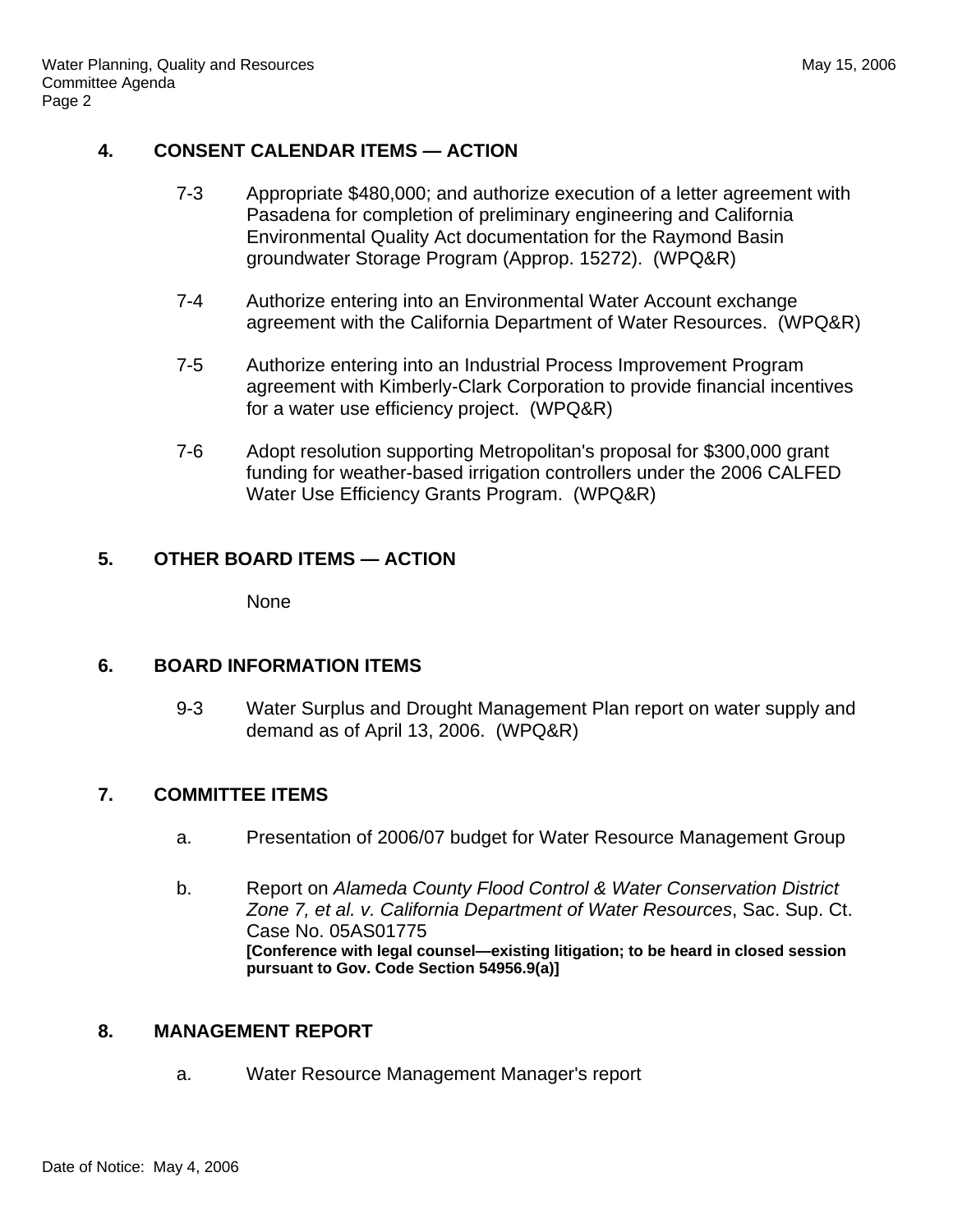## 4. CONSENT CALENDAR ITEMS — ACTION

7-3 Appropriate $480,000; and authorize execution of a letter agreement with Pasadena for completion of preliminary engineering and California Environmental Quality Act documentation for the Raymond Basin groundwater Storage Program (Approp. 15272). (WPQ&R)

7-4 Authorize entering into an Environmental Water Account exchange agreement with the California Department of Water Resources. (WPQ&R)

7-5 Authorize entering into an Industrial Process Improvement Program agreement with Kimberly-Clark Corporation to provide financial incentives for a water use efficiency project. (WPQ&R)

7-6 Adopt resolution supporting Metropolitan's proposal for $300,000 grant funding for weather-based irrigation controllers under the 2006 CALFED Water Use Efficiency Grants Program. (WPQ&R)

## 5. OTHER BOARD ITEMS — ACTION

None

## 6. BOARD INFORMATION ITEMS

9-3 Water Surplus and Drought Management Plan report on water supply and demand as of April 13, 2006. (WPQ&R)

## 7. COMMITTEE ITEMS

a. Presentation of 2006/07 budget for Water Resource Management Group

b. Report on *Alameda County Flood Control & Water Conservation District Zone 7, et al. v. California Department of Water Resources*, Sac. Sup. Ct. Case No. 05AS01775
**[Conference with legal counsel—existing litigation; to be heard in closed session pursuant to Gov. Code Section 54956.9(a)]**

## 8. MANAGEMENT REPORT

a. Water Resource Management Manager's report

Date of Notice: May 4, 2006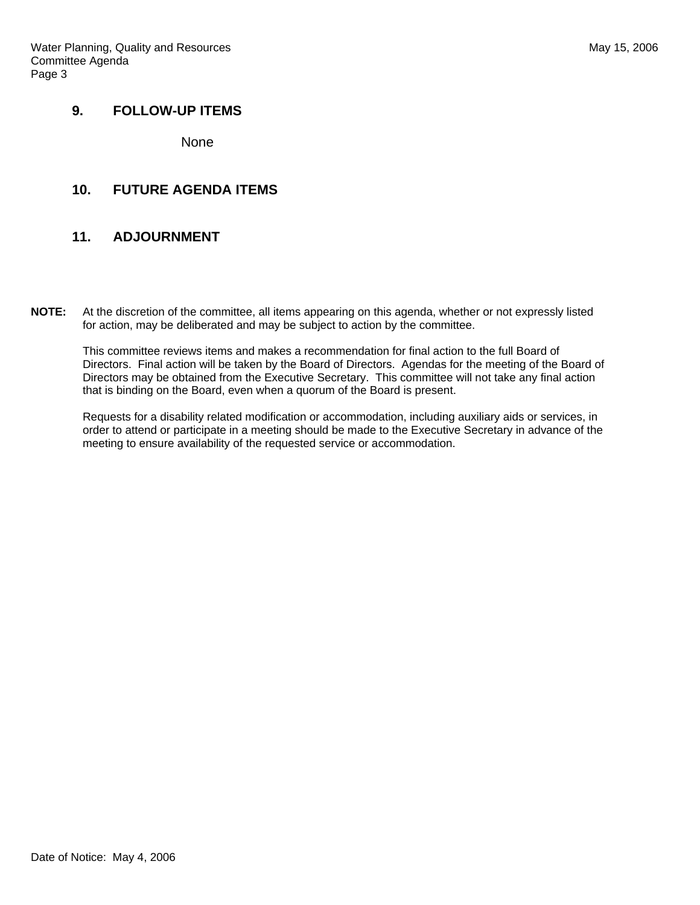## 9. FOLLOW-UP ITEMS

None

## 10. FUTURE AGENDA ITEMS

## 11. ADJOURNMENT

**NOTE:** At the discretion of the committee, all items appearing on this agenda, whether or not expressly listed for action, may be deliberated and may be subject to action by the committee.

This committee reviews items and makes a recommendation for final action to the full Board of Directors. Final action will be taken by the Board of Directors. Agendas for the meeting of the Board of Directors may be obtained from the Executive Secretary. This committee will not take any final action that is binding on the Board, even when a quorum of the Board is present.

Requests for a disability related modification or accommodation, including auxiliary aids or services, in order to attend or participate in a meeting should be made to the Executive Secretary in advance of the meeting to ensure availability of the requested service or accommodation.

Date of Notice: May 4, 2006